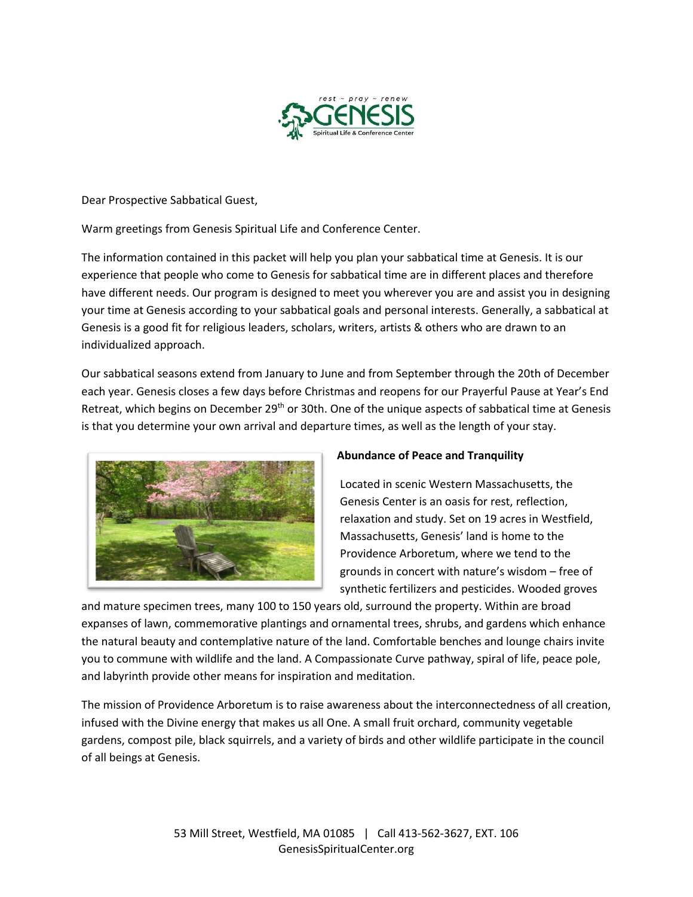rest ~ pray ~ renew

# GENESIS

Spiritual Life & Conference Center

Dear Prospective Sabbatical Guest,

Warm greetings from Genesis Spiritual Life and Conference Center.

The information contained in this packet will help you plan your sabbatical time at Genesis. It is our experience that people who come to Genesis for sabbatical time are in different places and therefore have different needs. Our program is designed to meet you wherever you are and assist you in designing your time at Genesis according to your sabbatical goals and personal interests. Generally, a sabbatical at Genesis is a good fit for religious leaders, scholars, writers, artists & others who are drawn to an individualized approach.

Our sabbatical seasons extend from January to June and from September through the 20th of December each year. Genesis closes a few days before Christmas and reopens for our Prayerful Pause at Year's End Retreat, which begins on December 29th or 30th. One of the unique aspects of sabbatical time at Genesis is that you determine your own arrival and departure times, as well as the length of your stay.

**Abundance of Peace and Tranquility**

Located in scenic Western Massachusetts, the Genesis Center is an oasis for rest, reflection, relaxation and study. Set on 19 acres in Westfield, Massachusetts, Genesis' land is home to the Providence Arboretum, where we tend to the grounds in concert with nature's wisdom – free of synthetic fertilizers and pesticides. Wooded groves and mature specimen trees, many 100 to 150 years old, surround the property. Within are broad expanses of lawn, commemorative plantings and ornamental trees, shrubs, and gardens which enhance the natural beauty and contemplative nature of the land. Comfortable benches and lounge chairs invite you to commune with wildlife and the land. A Compassionate Curve pathway, spiral of life, peace pole, and labyrinth provide other means for inspiration and meditation.

The mission of Providence Arboretum is to raise awareness about the interconnectedness of all creation, infused with the Divine energy that makes us all One. A small fruit orchard, community vegetable gardens, compost pile, black squirrels, and a variety of birds and other wildlife participate in the council of all beings at Genesis.

53 Mill Street, Westfield, MA 01085 | Call 413-562-3627, EXT. 106
GenesisSpiritualCenter.org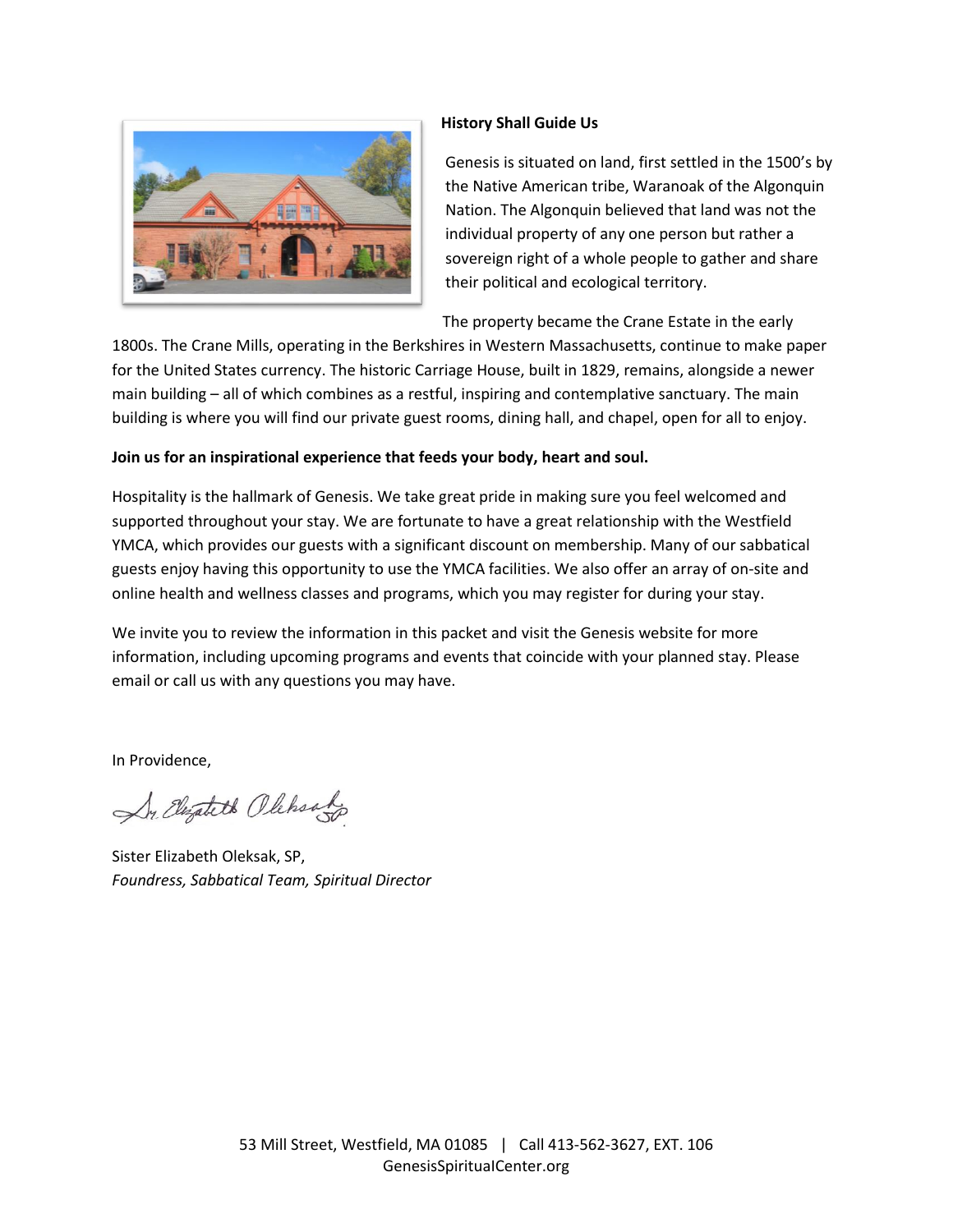**History Shall Guide Us**

Genesis is situated on land, first settled in the 1500's by the Native American tribe, Waranoak of the Algonquin Nation. The Algonquin believed that land was not the individual property of any one person but rather a sovereign right of a whole people to gather and share their political and ecological territory.

The property became the Crane Estate in the early 1800s. The Crane Mills, operating in the Berkshires in Western Massachusetts, continue to make paper for the United States currency. The historic Carriage House, built in 1829, remains, alongside a newer main building – all of which combines as a restful, inspiring and contemplative sanctuary. The main building is where you will find our private guest rooms, dining hall, and chapel, open for all to enjoy.

**Join us for an inspirational experience that feeds your body, heart and soul.**

Hospitality is the hallmark of Genesis. We take great pride in making sure you feel welcomed and supported throughout your stay. We are fortunate to have a great relationship with the Westfield YMCA, which provides our guests with a significant discount on membership. Many of our sabbatical guests enjoy having this opportunity to use the YMCA facilities. We also offer an array of on-site and online health and wellness classes and programs, which you may register for during your stay.

We invite you to review the information in this packet and visit the Genesis website for more information, including upcoming programs and events that coincide with your planned stay. Please email or call us with any questions you may have.

In Providence,

Sr. Elizabeth Oleksak SP

Sister Elizabeth Oleksak, SP,
*Foundress, Sabbatical Team, Spiritual Director*

53 Mill Street, Westfield, MA 01085 | Call 413-562-3627, EXT. 106
GenesisSpiritualCenter.org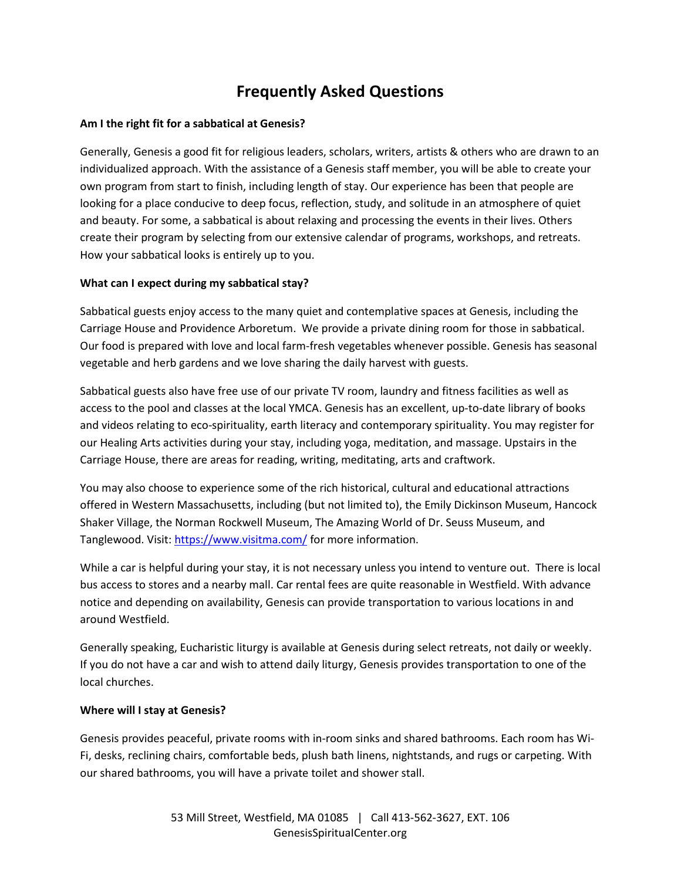# Frequently Asked Questions

**Am I the right fit for a sabbatical at Genesis?**

Generally, Genesis a good fit for religious leaders, scholars, writers, artists & others who are drawn to an individualized approach. With the assistance of a Genesis staff member, you will be able to create your own program from start to finish, including length of stay. Our experience has been that people are looking for a place conducive to deep focus, reflection, study, and solitude in an atmosphere of quiet and beauty. For some, a sabbatical is about relaxing and processing the events in their lives. Others create their program by selecting from our extensive calendar of programs, workshops, and retreats. How your sabbatical looks is entirely up to you.

**What can I expect during my sabbatical stay?**

Sabbatical guests enjoy access to the many quiet and contemplative spaces at Genesis, including the Carriage House and Providence Arboretum. We provide a private dining room for those in sabbatical. Our food is prepared with love and local farm-fresh vegetables whenever possible. Genesis has seasonal vegetable and herb gardens and we love sharing the daily harvest with guests.

Sabbatical guests also have free use of our private TV room, laundry and fitness facilities as well as access to the pool and classes at the local YMCA. Genesis has an excellent, up-to-date library of books and videos relating to eco-spirituality, earth literacy and contemporary spirituality. You may register for our Healing Arts activities during your stay, including yoga, meditation, and massage. Upstairs in the Carriage House, there are areas for reading, writing, meditating, arts and craftwork.

You may also choose to experience some of the rich historical, cultural and educational attractions offered in Western Massachusetts, including (but not limited to), the Emily Dickinson Museum, Hancock Shaker Village, the Norman Rockwell Museum, The Amazing World of Dr. Seuss Museum, and Tanglewood. Visit: https://www.visitma.com/ for more information.

While a car is helpful during your stay, it is not necessary unless you intend to venture out. There is local bus access to stores and a nearby mall. Car rental fees are quite reasonable in Westfield. With advance notice and depending on availability, Genesis can provide transportation to various locations in and around Westfield.

Generally speaking, Eucharistic liturgy is available at Genesis during select retreats, not daily or weekly. If you do not have a car and wish to attend daily liturgy, Genesis provides transportation to one of the local churches.

**Where will I stay at Genesis?**

Genesis provides peaceful, private rooms with in-room sinks and shared bathrooms. Each room has Wi-Fi, desks, reclining chairs, comfortable beds, plush bath linens, nightstands, and rugs or carpeting. With our shared bathrooms, you will have a private toilet and shower stall.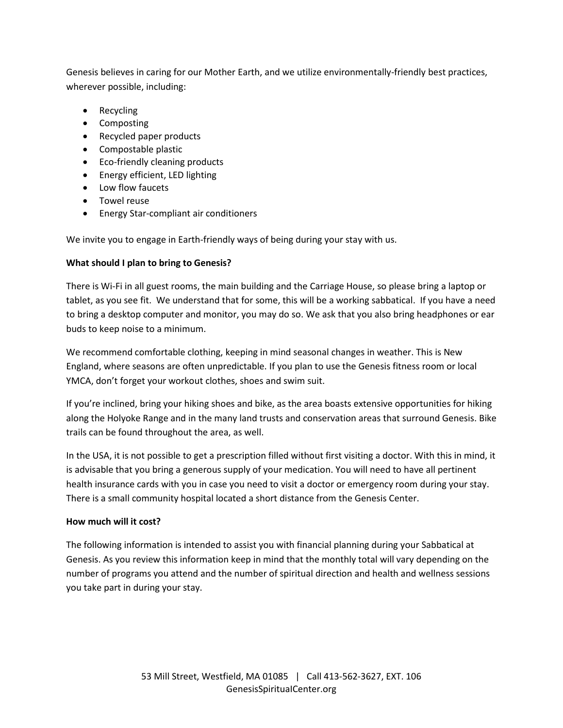Genesis believes in caring for our Mother Earth, and we utilize environmentally-friendly best practices, wherever possible, including:

- Recycling
- Composting
- Recycled paper products
- Compostable plastic
- Eco-friendly cleaning products
- Energy efficient, LED lighting
- Low flow faucets
- Towel reuse
- Energy Star-compliant air conditioners

We invite you to engage in Earth-friendly ways of being during your stay with us.

**What should I plan to bring to Genesis?**

There is Wi-Fi in all guest rooms, the main building and the Carriage House, so please bring a laptop or tablet, as you see fit. We understand that for some, this will be a working sabbatical. If you have a need to bring a desktop computer and monitor, you may do so. We ask that you also bring headphones or ear buds to keep noise to a minimum.

We recommend comfortable clothing, keeping in mind seasonal changes in weather. This is New England, where seasons are often unpredictable. If you plan to use the Genesis fitness room or local YMCA, don't forget your workout clothes, shoes and swim suit.

If you're inclined, bring your hiking shoes and bike, as the area boasts extensive opportunities for hiking along the Holyoke Range and in the many land trusts and conservation areas that surround Genesis. Bike trails can be found throughout the area, as well.

In the USA, it is not possible to get a prescription filled without first visiting a doctor. With this in mind, it is advisable that you bring a generous supply of your medication. You will need to have all pertinent health insurance cards with you in case you need to visit a doctor or emergency room during your stay. There is a small community hospital located a short distance from the Genesis Center.

**How much will it cost?**

The following information is intended to assist you with financial planning during your Sabbatical at Genesis. As you review this information keep in mind that the monthly total will vary depending on the number of programs you attend and the number of spiritual direction and health and wellness sessions you take part in during your stay.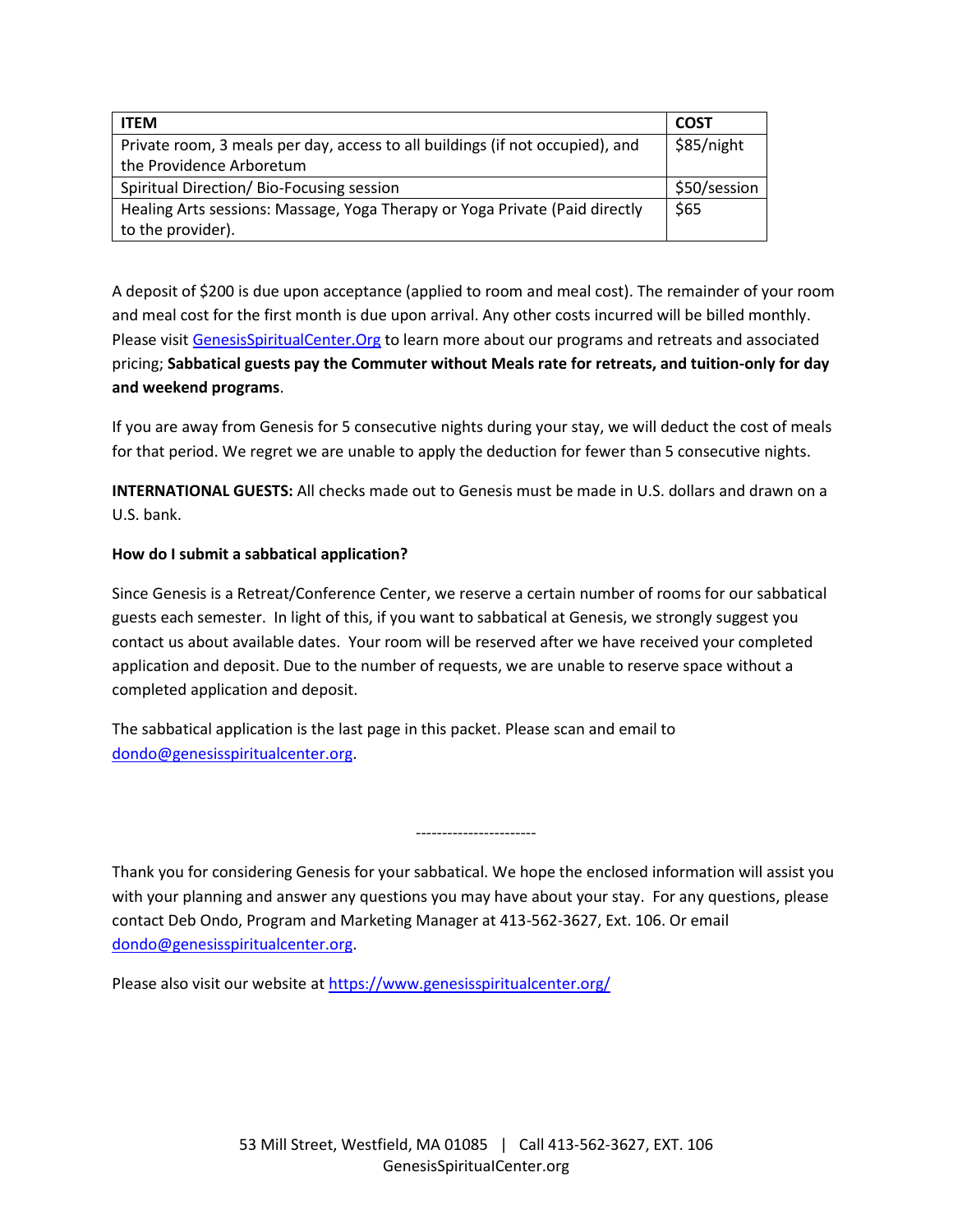| ITEM | COST |
|---|---|
| Private room, 3 meals per day, access to all buildings (if not occupied), and the Providence Arboretum | $85/night |
| Spiritual Direction/ Bio-Focusing session | $50/session |
| Healing Arts sessions: Massage, Yoga Therapy or Yoga Private (Paid directly to the provider). | $65 |

A deposit of $200 is due upon acceptance (applied to room and meal cost). The remainder of your room and meal cost for the first month is due upon arrival. Any other costs incurred will be billed monthly. Please visit [GenesisSpiritualCenter.Org](https://www.genesisspiritualcenter.org/) to learn more about our programs and retreats and associated pricing; **Sabbatical guests pay the Commuter without Meals rate for retreats, and tuition-only for day and weekend programs**.

If you are away from Genesis for 5 consecutive nights during your stay, we will deduct the cost of meals for that period. We regret we are unable to apply the deduction for fewer than 5 consecutive nights.

**INTERNATIONAL GUESTS:** All checks made out to Genesis must be made in U.S. dollars and drawn on a U.S. bank.

**How do I submit a sabbatical application?**

Since Genesis is a Retreat/Conference Center, we reserve a certain number of rooms for our sabbatical guests each semester. In light of this, if you want to sabbatical at Genesis, we strongly suggest you contact us about available dates. Your room will be reserved after we have received your completed application and deposit. Due to the number of requests, we are unable to reserve space without a completed application and deposit.

The sabbatical application is the last page in this packet. Please scan and email to [dondo@genesisspiritualcenter.org](mailto:dondo@genesisspiritualcenter.org).

----------------------

Thank you for considering Genesis for your sabbatical. We hope the enclosed information will assist you with your planning and answer any questions you may have about your stay. For any questions, please contact Deb Ondo, Program and Marketing Manager at 413-562-3627, Ext. 106. Or email [dondo@genesisspiritualcenter.org](mailto:dondo@genesisspiritualcenter.org).

Please also visit our website at [https://www.genesisspiritualcenter.org/](https://www.genesisspiritualcenter.org/)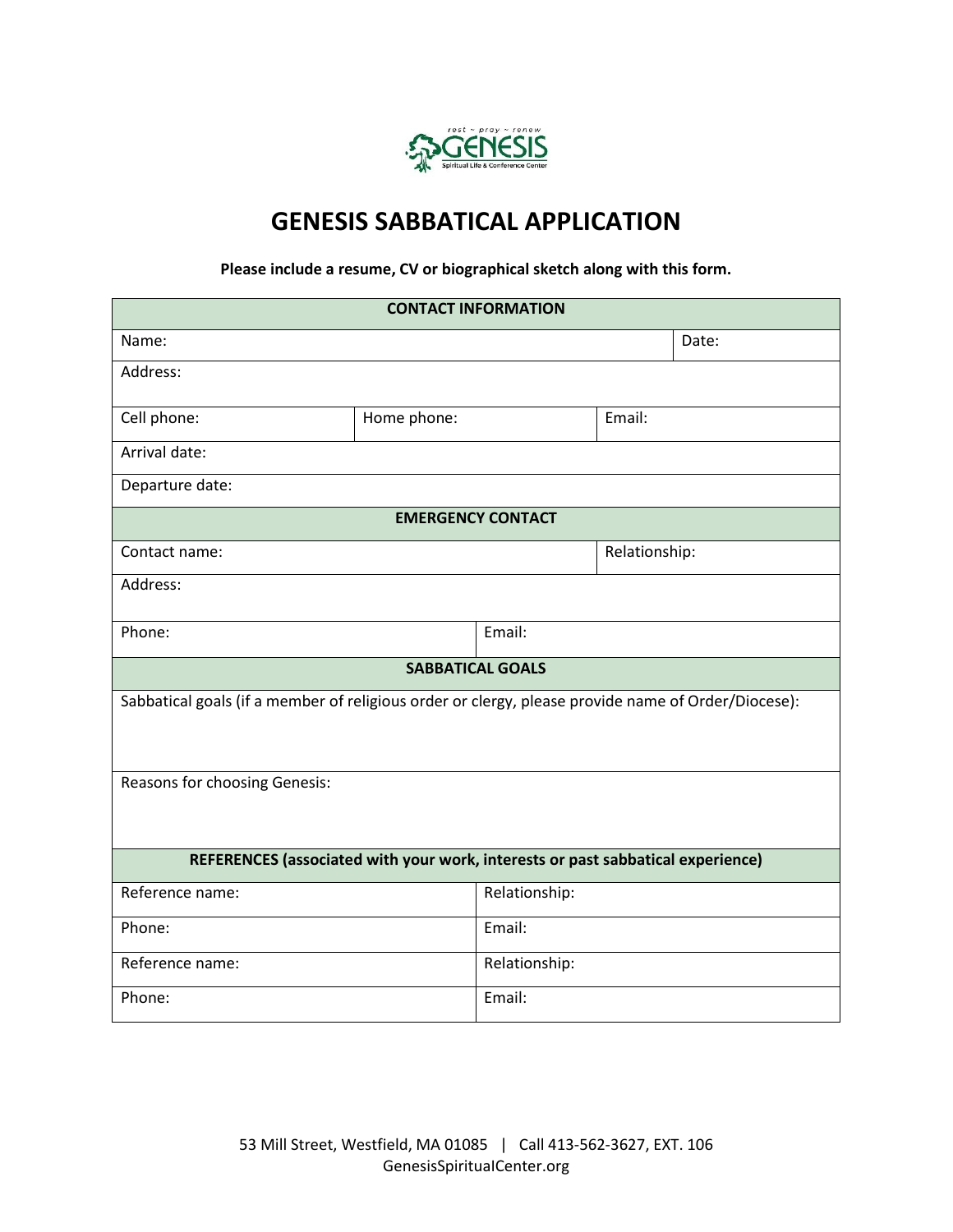rest ~ pray ~ renew
GENESIS
Spiritual Life & Conference Center

# GENESIS SABBATICAL APPLICATION

**Please include a resume, CV or biographical sketch along with this form.**

| **CONTACT INFORMATION** | | |
|---|---|---|
| Name: | | Date: |
| Address: | | |
| Cell phone: | Home phone: | Email: |
| Arrival date: | | |
| Departure date: | | |
| **EMERGENCY CONTACT** | | |
| Contact name: | | Relationship: |
| Address: | | |
| Phone: | Email: | |
| **SABBATICAL GOALS** | | |
| Sabbatical goals (if a member of religious order or clergy, please provide name of Order/Diocese): | | |
| Reasons for choosing Genesis: | | |
| **REFERENCES (associated with your work, interests or past sabbatical experience)** | | |
| Reference name: | Relationship: | |
| Phone: | Email: | |
| Reference name: | Relationship: | |
| Phone: | Email: | |

53 Mill Street, Westfield, MA 01085 | Call 413-562-3627, EXT. 106
GenesisSpiritualCenter.org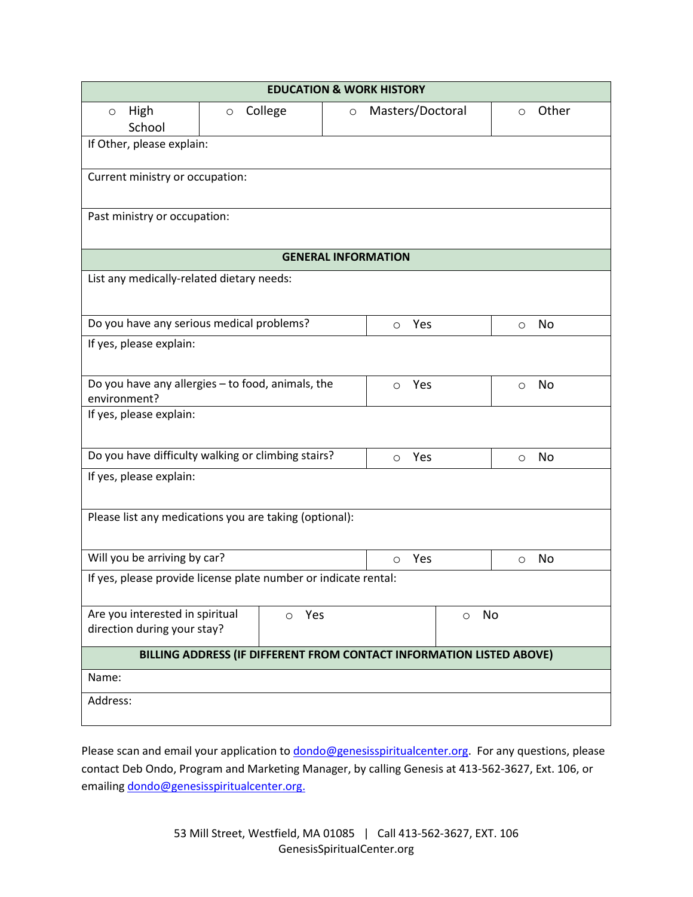| EDUCATION & WORK HISTORY | | | |
|---|---|---|---|
| ○ High School | ○ College | ○ Masters/Doctoral | ○ Other |
| If Other, please explain: | | | |
| Current ministry or occupation: | | | |
| Past ministry or occupation: | | | |

| GENERAL INFORMATION | | |
|---|---|---|
| List any medically-related dietary needs: | | |
| Do you have any serious medical problems? | ○ Yes | ○ No |
| If yes, please explain: | | |
| Do you have any allergies – to food, animals, the environment? | ○ Yes | ○ No |
| If yes, please explain: | | |
| Do you have difficulty walking or climbing stairs? | ○ Yes | ○ No |
| If yes, please explain: | | |
| Please list any medications you are taking (optional): | | |
| Will you be arriving by car? | ○ Yes | ○ No |
| If yes, please provide license plate number or indicate rental: | | |
| Are you interested in spiritual direction during your stay? | ○ Yes | ○ No |

| BILLING ADDRESS (IF DIFFERENT FROM CONTACT INFORMATION LISTED ABOVE) |
|---|
| Name: |
| Address: |

Please scan and email your application to dondo@genesisspiritualcenter.org. For any questions, please contact Deb Ondo, Program and Marketing Manager, by calling Genesis at 413-562-3627, Ext. 106, or emailing dondo@genesisspiritualcenter.org.

53 Mill Street, Westfield, MA 01085 | Call 413-562-3627, EXT. 106
GenesisSpiritualCenter.org